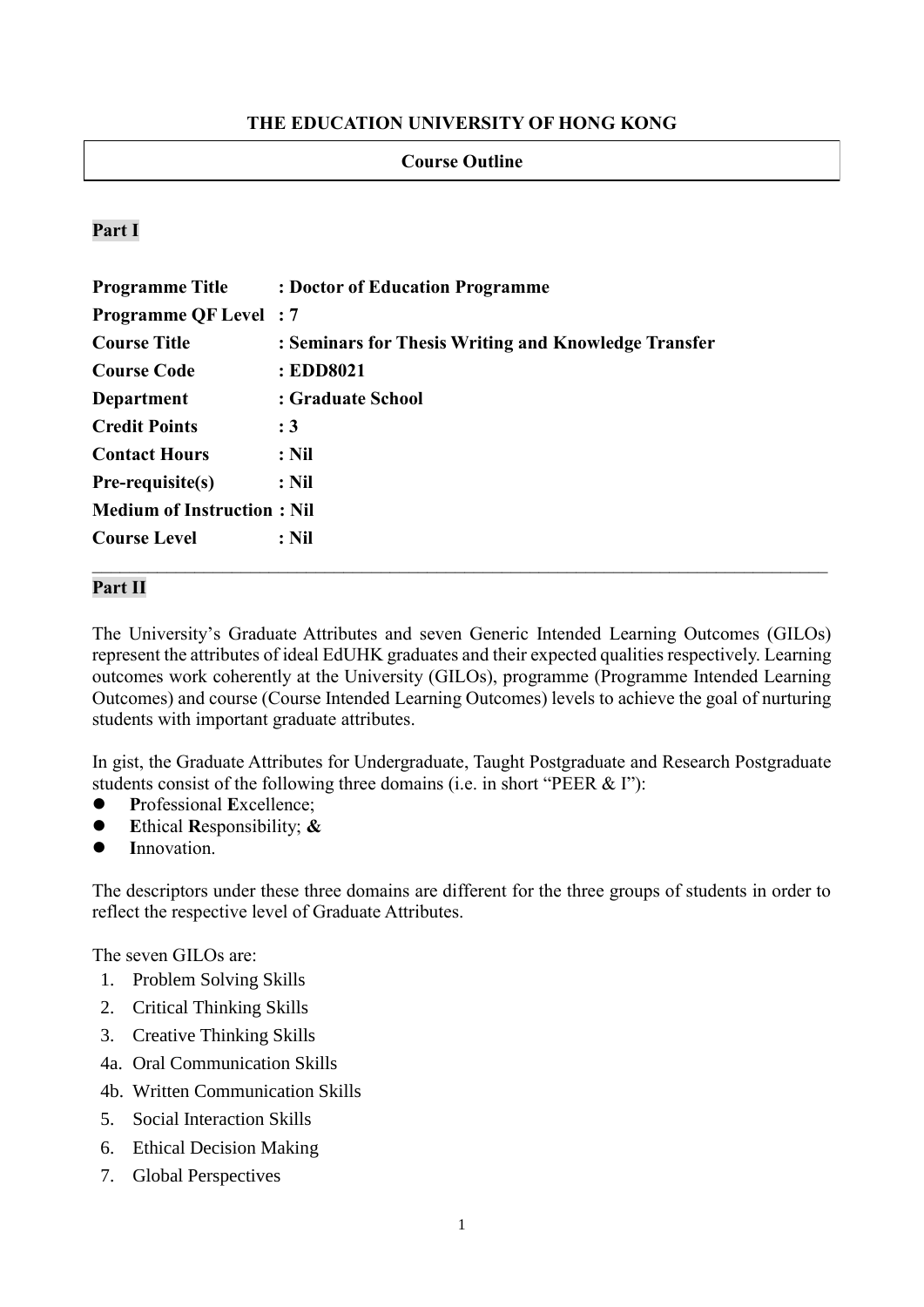# THE EDUCATION UNIVERSITY OF HONG KONG

## Course Outline

### Part I

**Programme Title** : **Doctor of Education Programme**
**Programme QF Level** : **7**
**Course Title** : **Seminars for Thesis Writing and Knowledge Transfer**
**Course Code** : **EDD8021**
**Department** : **Graduate School**
**Credit Points** : **3**
**Contact Hours** : **Nil**
**Pre-requisite(s)** : **Nil**
**Medium of Instruction** : **Nil**
**Course Level** : **Nil**

---

### Part II

The University's Graduate Attributes and seven Generic Intended Learning Outcomes (GILOs) represent the attributes of ideal EdUHK graduates and their expected qualities respectively. Learning outcomes work coherently at the University (GILOs), programme (Programme Intended Learning Outcomes) and course (Course Intended Learning Outcomes) levels to achieve the goal of nurturing students with important graduate attributes.

In gist, the Graduate Attributes for Undergraduate, Taught Postgraduate and Research Postgraduate students consist of the following three domains (i.e. in short "PEER & I"):

- **P**rofessional **E**xcellence;
- **E**thical **R**esponsibility; **&**
- **I**nnovation.

The descriptors under these three domains are different for the three groups of students in order to reflect the respective level of Graduate Attributes.

The seven GILOs are:

1. Problem Solving Skills
2. Critical Thinking Skills
3. Creative Thinking Skills

4a. Oral Communication Skills

4b. Written Communication Skills

5. Social Interaction Skills
6. Ethical Decision Making
7. Global Perspectives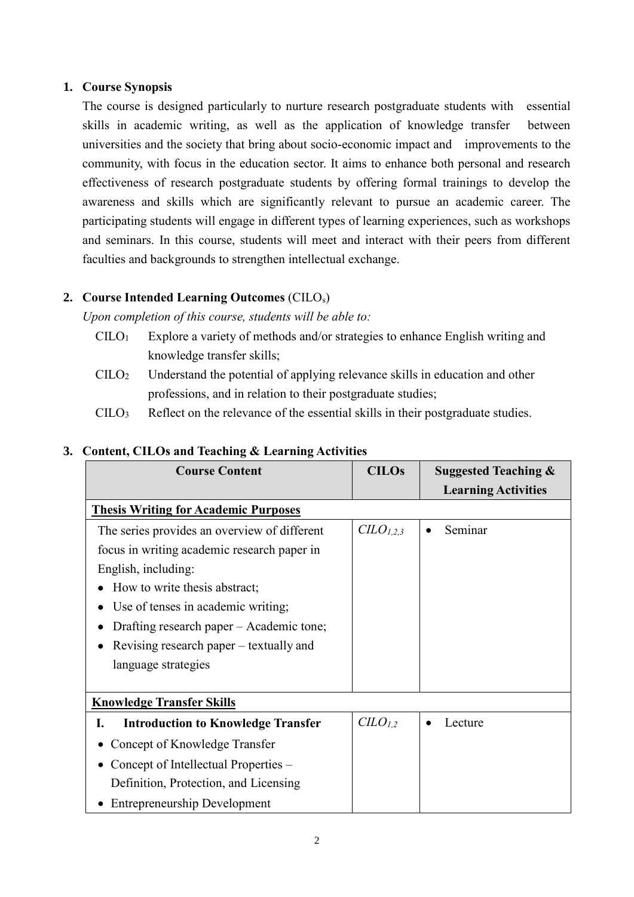## 1. Course Synopsis

The course is designed particularly to nurture research postgraduate students with essential skills in academic writing, as well as the application of knowledge transfer between universities and the society that bring about socio-economic impact and improvements to the community, with focus in the education sector. It aims to enhance both personal and research effectiveness of research postgraduate students by offering formal trainings to develop the awareness and skills which are significantly relevant to pursue an academic career. The participating students will engage in different types of learning experiences, such as workshops and seminars. In this course, students will meet and interact with their peers from different faculties and backgrounds to strengthen intellectual exchange.

## 2. Course Intended Learning Outcomes (CILOs)

*Upon completion of this course, students will be able to:*

- $CILO_1$ Explore a variety of methods and/or strategies to enhance English writing and knowledge transfer skills;
- $CILO_2$ Understand the potential of applying relevance skills in education and other professions, and in relation to their postgraduate studies;
- $CILO_3$ Reflect on the relevance of the essential skills in their postgraduate studies.

## 3. Content, CILOs and Teaching & Learning Activities

| Course Content | CILOs | Suggested Teaching & Learning Activities |
|---|---|---|
| **Thesis Writing for Academic Purposes** | | |
| The series provides an overview of different focus in writing academic research paper in English, including:<br>• How to write thesis abstract;<br>• Use of tenses in academic writing;<br>• Drafting research paper – Academic tone;<br>• Revising research paper – textually and language strategies | $CILO_{1,2,3}$ | • Seminar |
| **Knowledge Transfer Skills** | | |
| **I. Introduction to Knowledge Transfer**<br>• Concept of Knowledge Transfer<br>• Concept of Intellectual Properties – Definition, Protection, and Licensing<br>• Entrepreneurship Development | $CILO_{1,2}$ | • Lecture |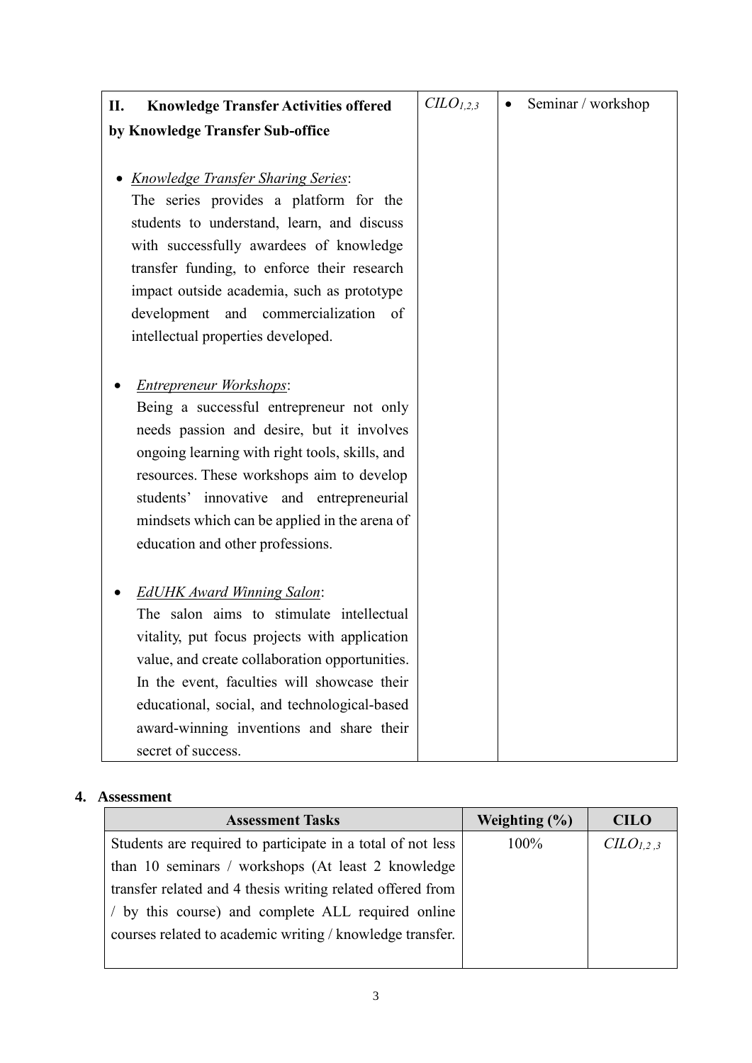| **II. Knowledge Transfer Activities offered by Knowledge Transfer Sub-office**<br><br>• *Knowledge Transfer Sharing Series*: The series provides a platform for the students to understand, learn, and discuss with successfully awardees of knowledge transfer funding, to enforce their research impact outside academia, such as prototype development and commercialization of intellectual properties developed.<br><br>• *Entrepreneur Workshops*: Being a successful entrepreneur not only needs passion and desire, but it involves ongoing learning with right tools, skills, and resources. These workshops aim to develop students' innovative and entrepreneurial mindsets which can be applied in the arena of education and other professions.<br><br>• *EdUHK Award Winning Salon*: The salon aims to stimulate intellectual vitality, put focus projects with application value, and create collaboration opportunities. In the event, faculties will showcase their educational, social, and technological-based award-winning inventions and share their secret of success. | *CILO*$_{1,2,3}$ | • Seminar / workshop |
|---|---|---|

## 4. Assessment

| Assessment Tasks | Weighting (%) | CILO |
|---|---|---|
| Students are required to participate in a total of not less than 10 seminars / workshops (At least 2 knowledge transfer related and 4 thesis writing related offered from / by this course) and complete ALL required online courses related to academic writing / knowledge transfer. | 100% | *CILO*$_{1,2,3}$ |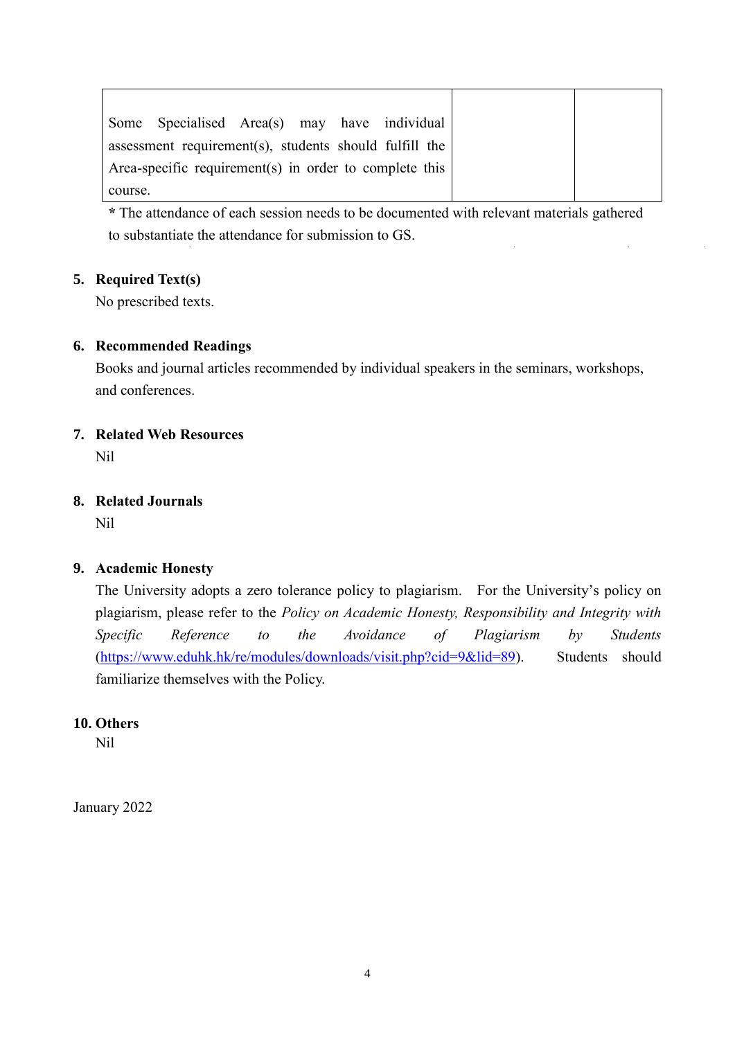| | | |
|---|---|---|
| Some Specialised Area(s) may have individual assessment requirement(s), students should fulfill the Area-specific requirement(s) in order to complete this course. | | |

* The attendance of each session needs to be documented with relevant materials gathered to substantiate the attendance for submission to GS.

## 5. Required Text(s)

No prescribed texts.

## 6. Recommended Readings

Books and journal articles recommended by individual speakers in the seminars, workshops, and conferences.

## 7. Related Web Resources

Nil

## 8. Related Journals

Nil

## 9. Academic Honesty

The University adopts a zero tolerance policy to plagiarism. For the University's policy on plagiarism, please refer to the *Policy on Academic Honesty, Responsibility and Integrity with Specific Reference to the Avoidance of Plagiarism by Students* (https://www.eduhk.hk/re/modules/downloads/visit.php?cid=9&lid=89). Students should familiarize themselves with the Policy.

## 10. Others

Nil

January 2022